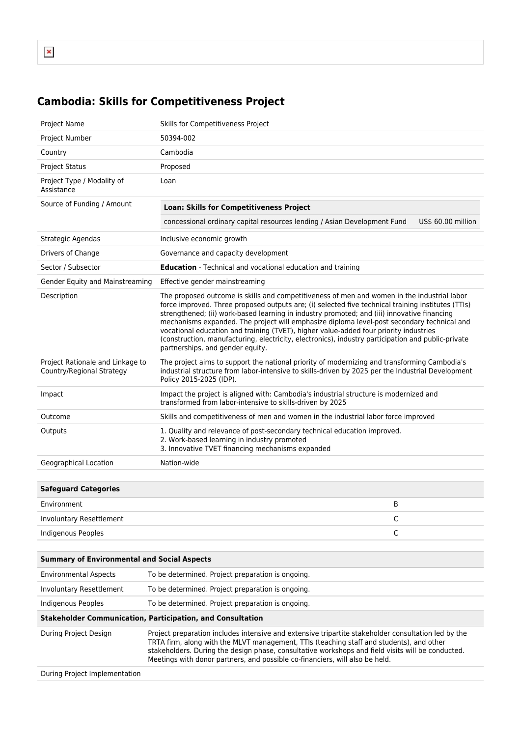# Cambodia: Skills for Competitiveness Project

| | |
|---|---|
| Project Name | Skills for Competitiveness Project |
| Project Number | 50394-002 |
| Country | Cambodia |
| Project Status | Proposed |
| Project Type / Modality of Assistance | Loan |
| Source of Funding / Amount | **Loan: Skills for Competitiveness Project**<br>concessional ordinary capital resources lending / Asian Development Fund — US$ 60.00 million |
| Strategic Agendas | Inclusive economic growth |
| Drivers of Change | Governance and capacity development |
| Sector / Subsector | **Education** - Technical and vocational education and training |
| Gender Equity and Mainstreaming | Effective gender mainstreaming |
| Description | The proposed outcome is skills and competitiveness of men and women in the industrial labor force improved. Three proposed outputs are; (i) selected five technical training institutes (TTIs) strengthened; (ii) work-based learning in industry promoted; and (iii) innovative financing mechanisms expanded. The project will emphasize diploma level-post secondary technical and vocational education and training (TVET), higher value-added four priority industries (construction, manufacturing, electricity, electronics), industry participation and public-private partnerships, and gender equity. |
| Project Rationale and Linkage to Country/Regional Strategy | The project aims to support the national priority of modernizing and transforming Cambodia's industrial structure from labor-intensive to skills-driven by 2025 per the Industrial Development Policy 2015-2025 (IDP). |
| Impact | Impact the project is aligned with: Cambodia's industrial structure is modernized and transformed from labor-intensive to skills-driven by 2025 |
| Outcome | Skills and competitiveness of men and women in the industrial labor force improved |
| Outputs | 1. Quality and relevance of post-secondary technical education improved.<br>2. Work-based learning in industry promoted<br>3. Innovative TVET financing mechanisms expanded |
| Geographical Location | Nation-wide |

| Safeguard Categories | |
|---|---|
| Environment | B |
| Involuntary Resettlement | C |
| Indigenous Peoples | C |

| Summary of Environmental and Social Aspects | |
|---|---|
| Environmental Aspects | To be determined. Project preparation is ongoing. |
| Involuntary Resettlement | To be determined. Project preparation is ongoing. |
| Indigenous Peoples | To be determined. Project preparation is ongoing. |
| **Stakeholder Communication, Participation, and Consultation** | |
| During Project Design | Project preparation includes intensive and extensive tripartite stakeholder consultation led by the TRTA firm, along with the MLVT management, TTIs (teaching staff and students), and other stakeholders. During the design phase, consultative workshops and field visits will be conducted. Meetings with donor partners, and possible co-financiers, will also be held. |
| During Project Implementation | |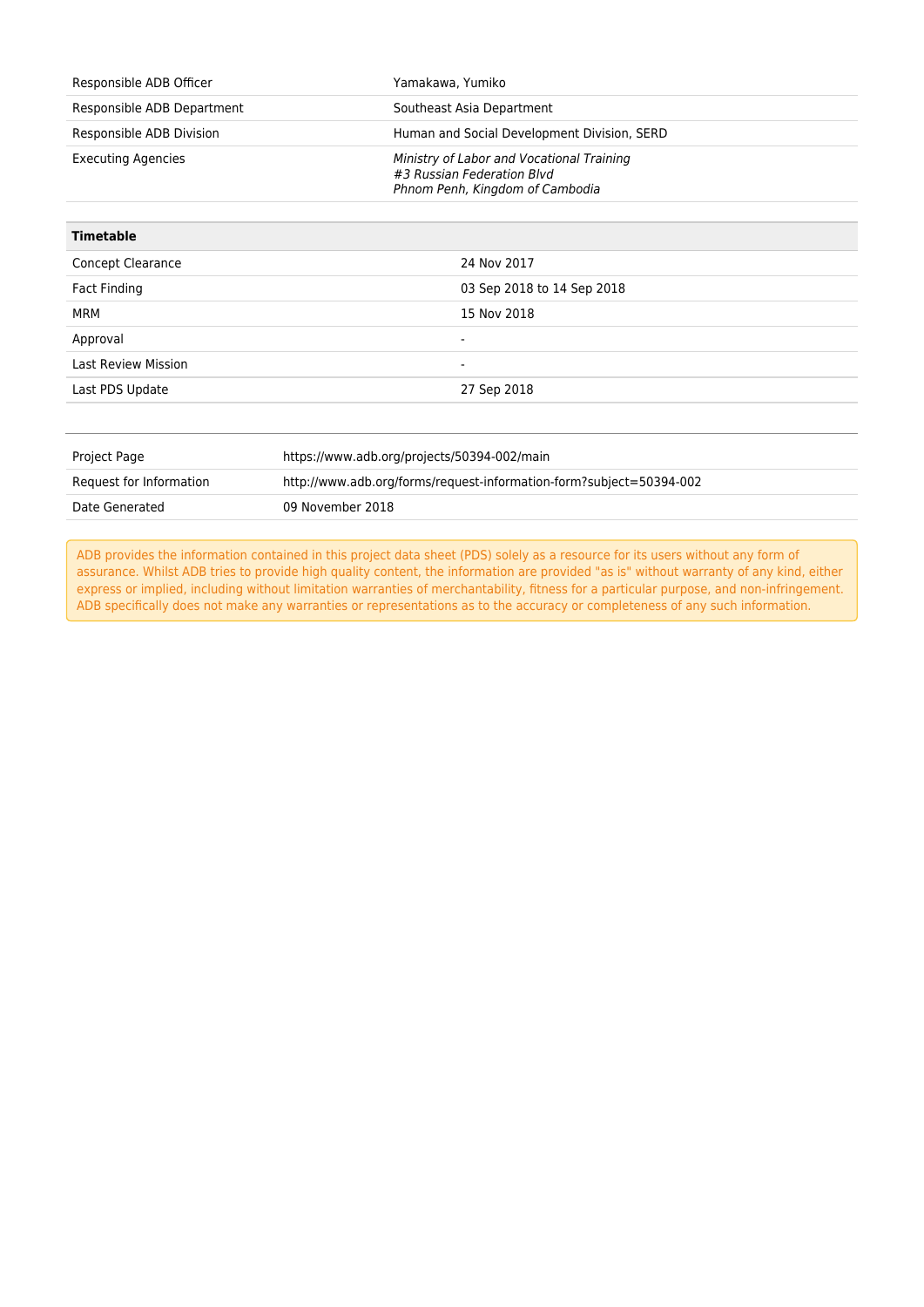| | |
|---|---|
| Responsible ADB Officer | Yamakawa, Yumiko |
| Responsible ADB Department | Southeast Asia Department |
| Responsible ADB Division | Human and Social Development Division, SERD |
| Executing Agencies | *Ministry of Labor and Vocational Training*<br>*#3 Russian Federation Blvd*<br>*Phnom Penh, Kingdom of Cambodia* |

| **Timetable** | |
|---|---|
| Concept Clearance | 24 Nov 2017 |
| Fact Finding | 03 Sep 2018 to 14 Sep 2018 |
| MRM | 15 Nov 2018 |
| Approval | - |
| Last Review Mission | - |
| Last PDS Update | 27 Sep 2018 |

| | |
|---|---|
| Project Page | https://www.adb.org/projects/50394-002/main |
| Request for Information | http://www.adb.org/forms/request-information-form?subject=50394-002 |
| Date Generated | 09 November 2018 |

ADB provides the information contained in this project data sheet (PDS) solely as a resource for its users without any form of assurance. Whilst ADB tries to provide high quality content, the information are provided "as is" without warranty of any kind, either express or implied, including without limitation warranties of merchantability, fitness for a particular purpose, and non-infringement. ADB specifically does not make any warranties or representations as to the accuracy or completeness of any such information.